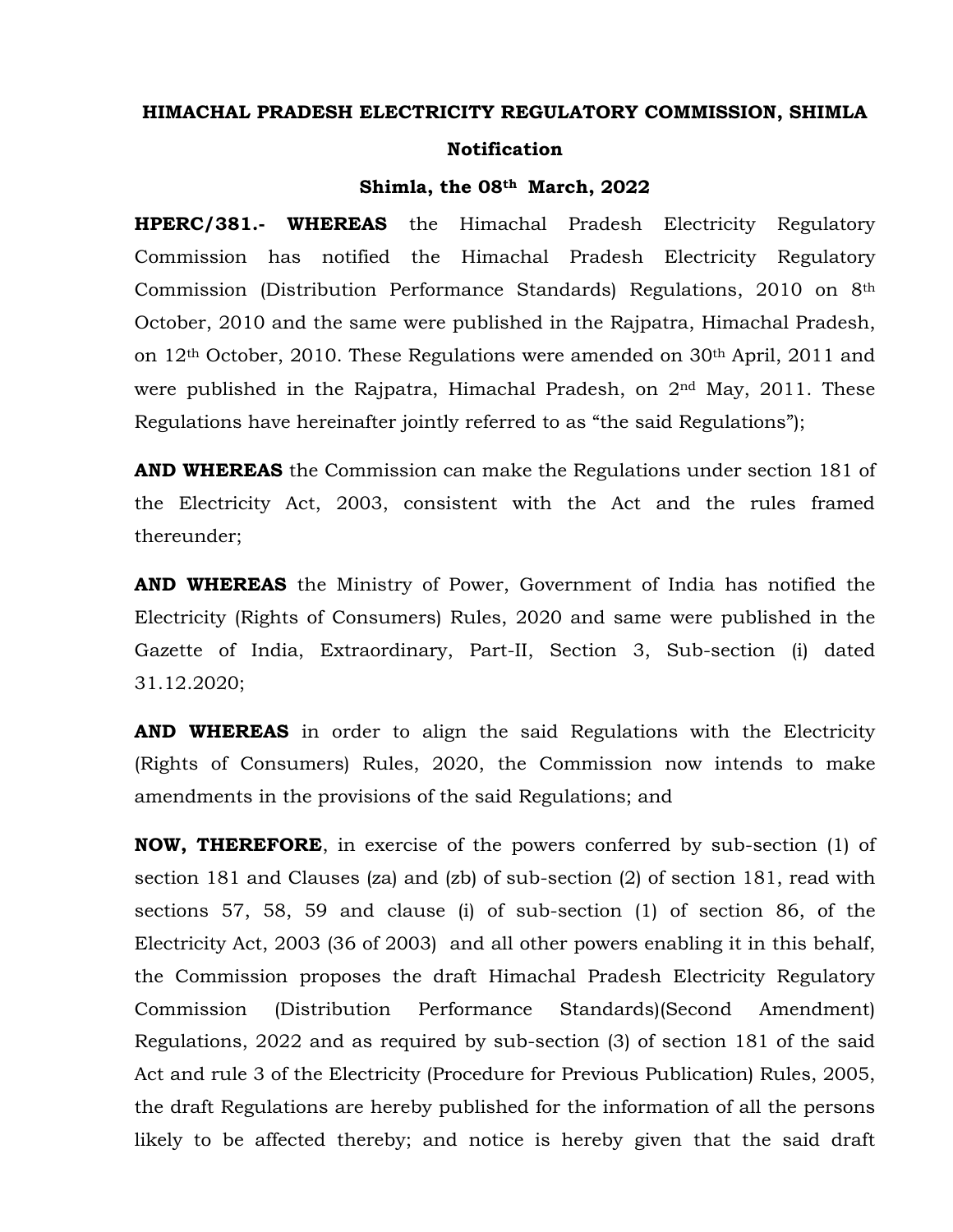**HIMACHAL PRADESH ELECTRICITY REGULATORY COMMISSION, SHIMLA**

**Notification**

**Shimla, the 08th March, 2022**

**HPERC/381.- WHEREAS** the Himachal Pradesh Electricity Regulatory Commission has notified the Himachal Pradesh Electricity Regulatory Commission (Distribution Performance Standards) Regulations, 2010 on 8th October, 2010 and the same were published in the Rajpatra, Himachal Pradesh, on 12th October, 2010. These Regulations were amended on 30th April, 2011 and were published in the Rajpatra, Himachal Pradesh, on 2nd May, 2011. These Regulations have hereinafter jointly referred to as "the said Regulations");

**AND WHEREAS** the Commission can make the Regulations under section 181 of the Electricity Act, 2003, consistent with the Act and the rules framed thereunder;

**AND WHEREAS** the Ministry of Power, Government of India has notified the Electricity (Rights of Consumers) Rules, 2020 and same were published in the Gazette of India, Extraordinary, Part-II, Section 3, Sub-section (i) dated 31.12.2020;

**AND WHEREAS** in order to align the said Regulations with the Electricity (Rights of Consumers) Rules, 2020, the Commission now intends to make amendments in the provisions of the said Regulations; and

**NOW, THEREFORE**, in exercise of the powers conferred by sub-section (1) of section 181 and Clauses (za) and (zb) of sub-section (2) of section 181, read with sections 57, 58, 59 and clause (i) of sub-section (1) of section 86, of the Electricity Act, 2003 (36 of 2003) and all other powers enabling it in this behalf, the Commission proposes the draft Himachal Pradesh Electricity Regulatory Commission (Distribution Performance Standards)(Second Amendment) Regulations, 2022 and as required by sub-section (3) of section 181 of the said Act and rule 3 of the Electricity (Procedure for Previous Publication) Rules, 2005, the draft Regulations are hereby published for the information of all the persons likely to be affected thereby; and notice is hereby given that the said draft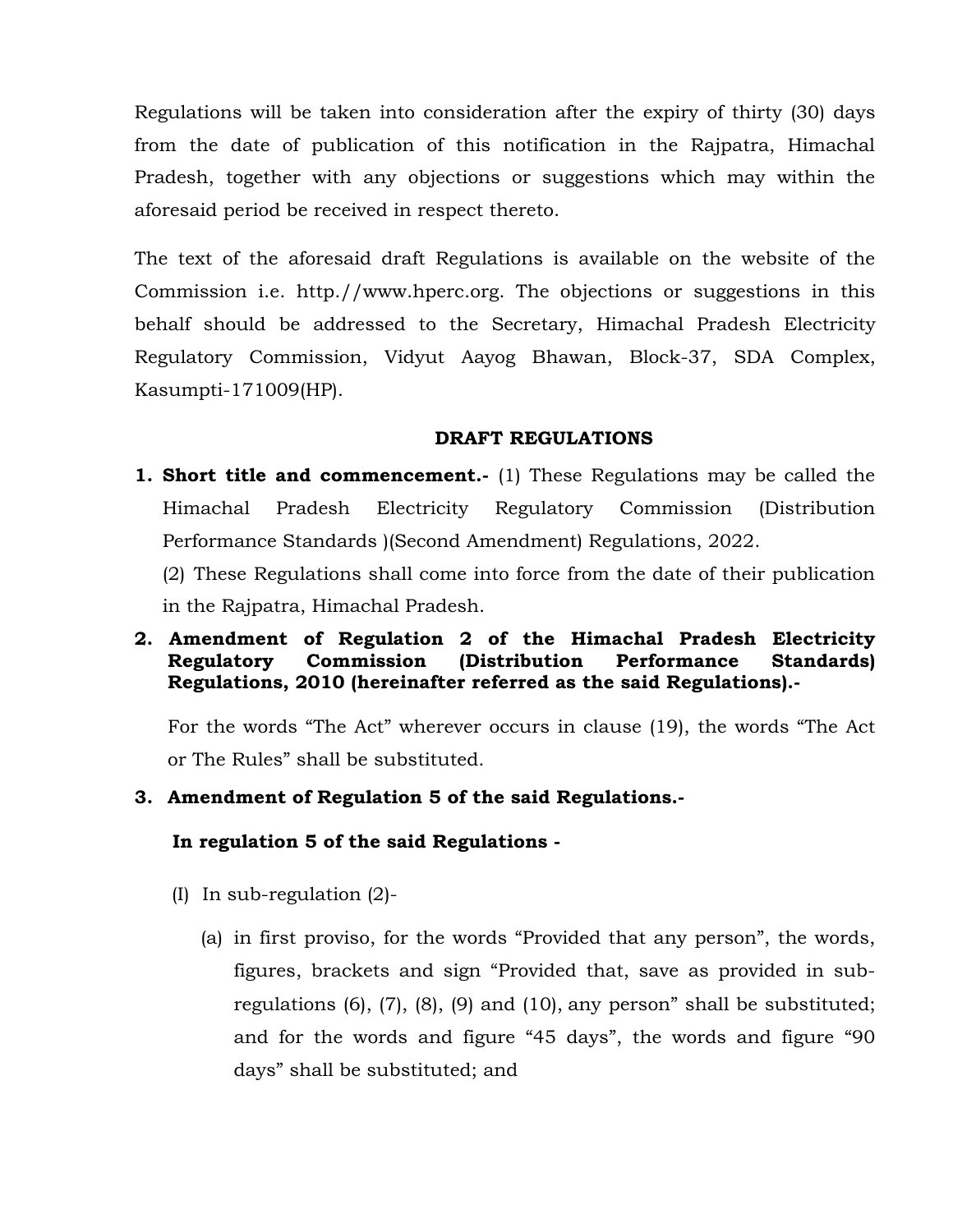Regulations will be taken into consideration after the expiry of thirty (30) days from the date of publication of this notification in the Rajpatra, Himachal Pradesh, together with any objections or suggestions which may within the aforesaid period be received in respect thereto.

The text of the aforesaid draft Regulations is available on the website of the Commission i.e. http.//www.hperc.org. The objections or suggestions in this behalf should be addressed to the Secretary, Himachal Pradesh Electricity Regulatory Commission, Vidyut Aayog Bhawan, Block-37, SDA Complex, Kasumpti-171009(HP).

**DRAFT REGULATIONS**

1. **Short title and commencement.-** (1) These Regulations may be called the Himachal Pradesh Electricity Regulatory Commission (Distribution Performance Standards )(Second Amendment) Regulations, 2022.

   (2) These Regulations shall come into force from the date of their publication in the Rajpatra, Himachal Pradesh.

2. **Amendment of Regulation 2 of the Himachal Pradesh Electricity Regulatory Commission (Distribution Performance Standards) Regulations, 2010 (hereinafter referred as the said Regulations).-**

   For the words "The Act" wherever occurs in clause (19), the words "The Act or The Rules" shall be substituted.

3. **Amendment of Regulation 5 of the said Regulations.-**

   **In regulation 5 of the said Regulations -**

   (I) In sub-regulation (2)-

   (a) in first proviso, for the words "Provided that any person", the words, figures, brackets and sign "Provided that, save as provided in sub-regulations (6), (7), (8), (9) and (10), any person" shall be substituted; and for the words and figure "45 days", the words and figure "90 days" shall be substituted; and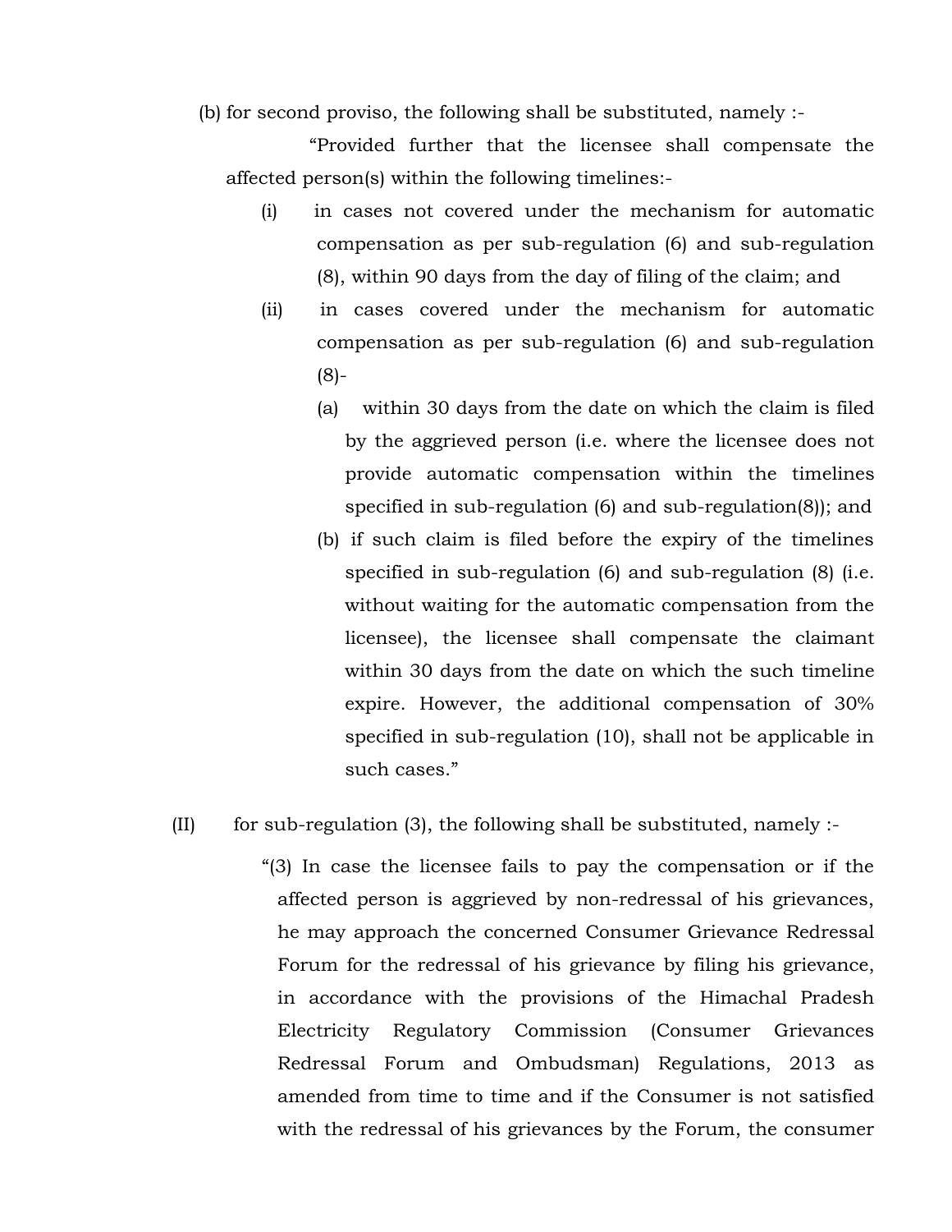(b) for second proviso, the following shall be substituted, namely :-

"Provided further that the licensee shall compensate the affected person(s) within the following timelines:-

(i) in cases not covered under the mechanism for automatic compensation as per sub-regulation (6) and sub-regulation (8), within 90 days from the day of filing of the claim; and

(ii) in cases covered under the mechanism for automatic compensation as per sub-regulation (6) and sub-regulation (8)-

(a) within 30 days from the date on which the claim is filed by the aggrieved person (i.e. where the licensee does not provide automatic compensation within the timelines specified in sub-regulation (6) and sub-regulation(8)); and

(b) if such claim is filed before the expiry of the timelines specified in sub-regulation (6) and sub-regulation (8) (i.e. without waiting for the automatic compensation from the licensee), the licensee shall compensate the claimant within 30 days from the date on which the such timeline expire. However, the additional compensation of 30% specified in sub-regulation (10), shall not be applicable in such cases."

(II) for sub-regulation (3), the following shall be substituted, namely :-

"(3) In case the licensee fails to pay the compensation or if the affected person is aggrieved by non-redressal of his grievances, he may approach the concerned Consumer Grievance Redressal Forum for the redressal of his grievance by filing his grievance, in accordance with the provisions of the Himachal Pradesh Electricity Regulatory Commission (Consumer Grievances Redressal Forum and Ombudsman) Regulations, 2013 as amended from time to time and if the Consumer is not satisfied with the redressal of his grievances by the Forum, the consumer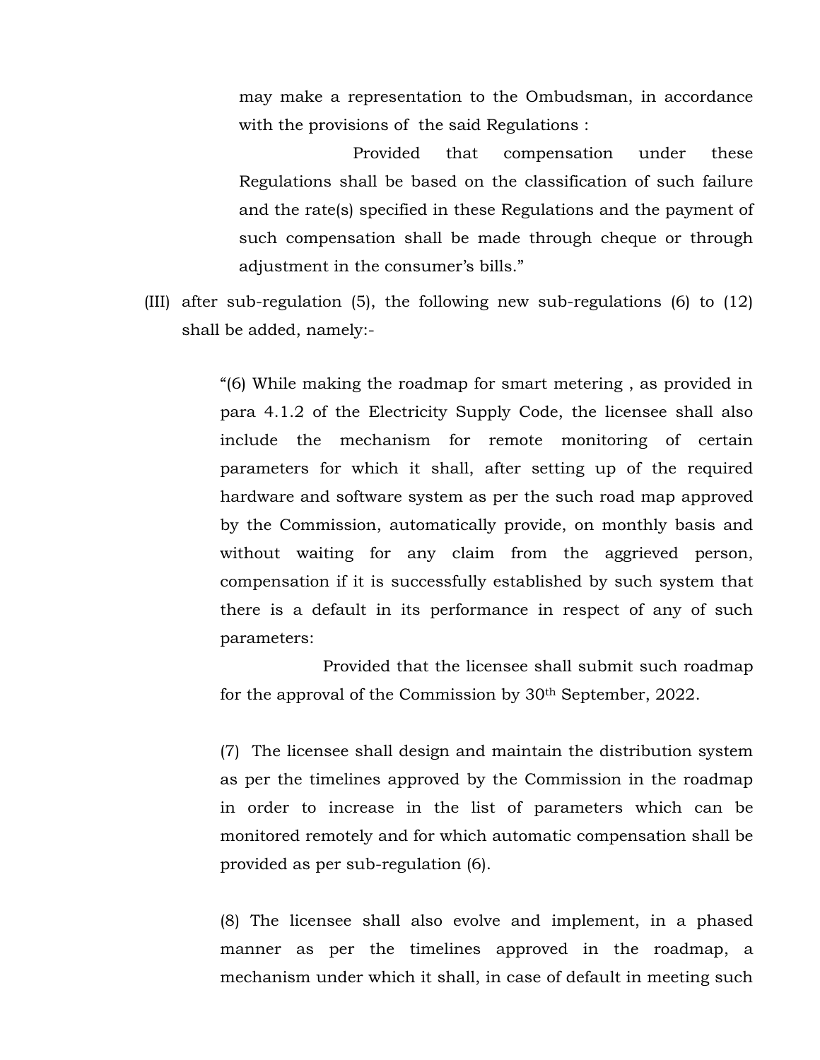may make a representation to the Ombudsman, in accordance with the provisions of the said Regulations :

Provided that compensation under these Regulations shall be based on the classification of such failure and the rate(s) specified in these Regulations and the payment of such compensation shall be made through cheque or through adjustment in the consumer's bills."

(III) after sub-regulation (5), the following new sub-regulations (6) to (12) shall be added, namely:-

"(6) While making the roadmap for smart metering , as provided in para 4.1.2 of the Electricity Supply Code, the licensee shall also include the mechanism for remote monitoring of certain parameters for which it shall, after setting up of the required hardware and software system as per the such road map approved by the Commission, automatically provide, on monthly basis and without waiting for any claim from the aggrieved person, compensation if it is successfully established by such system that there is a default in its performance in respect of any of such parameters:

Provided that the licensee shall submit such roadmap for the approval of the Commission by 30th September, 2022.

(7) The licensee shall design and maintain the distribution system as per the timelines approved by the Commission in the roadmap in order to increase in the list of parameters which can be monitored remotely and for which automatic compensation shall be provided as per sub-regulation (6).

(8) The licensee shall also evolve and implement, in a phased manner as per the timelines approved in the roadmap, a mechanism under which it shall, in case of default in meeting such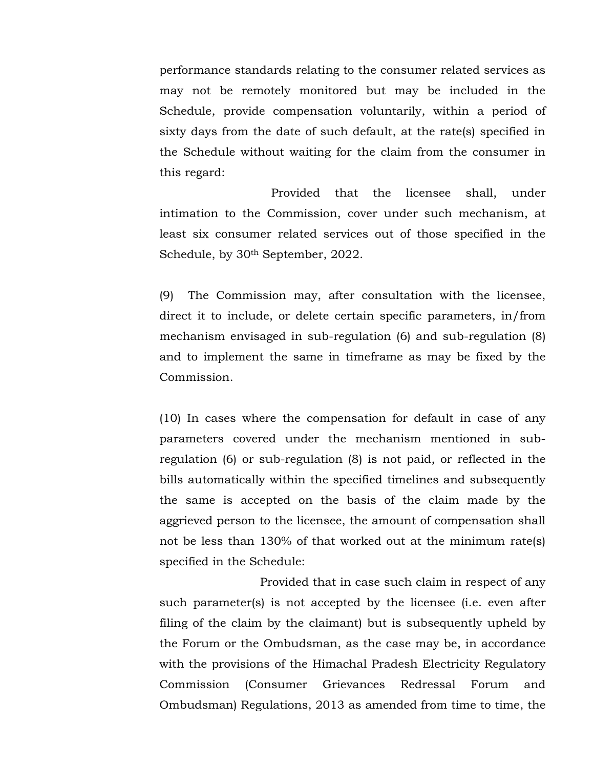performance standards relating to the consumer related services as may not be remotely monitored but may be included in the Schedule, provide compensation voluntarily, within a period of sixty days from the date of such default, at the rate(s) specified in the Schedule without waiting for the claim from the consumer in this regard:

Provided that the licensee shall, under intimation to the Commission, cover under such mechanism, at least six consumer related services out of those specified in the Schedule, by 30th September, 2022.

(9) The Commission may, after consultation with the licensee, direct it to include, or delete certain specific parameters, in/from mechanism envisaged in sub-regulation (6) and sub-regulation (8) and to implement the same in timeframe as may be fixed by the Commission.

(10) In cases where the compensation for default in case of any parameters covered under the mechanism mentioned in sub-regulation (6) or sub-regulation (8) is not paid, or reflected in the bills automatically within the specified timelines and subsequently the same is accepted on the basis of the claim made by the aggrieved person to the licensee, the amount of compensation shall not be less than 130% of that worked out at the minimum rate(s) specified in the Schedule:

Provided that in case such claim in respect of any such parameter(s) is not accepted by the licensee (i.e. even after filing of the claim by the claimant) but is subsequently upheld by the Forum or the Ombudsman, as the case may be, in accordance with the provisions of the Himachal Pradesh Electricity Regulatory Commission (Consumer Grievances Redressal Forum and Ombudsman) Regulations, 2013 as amended from time to time, the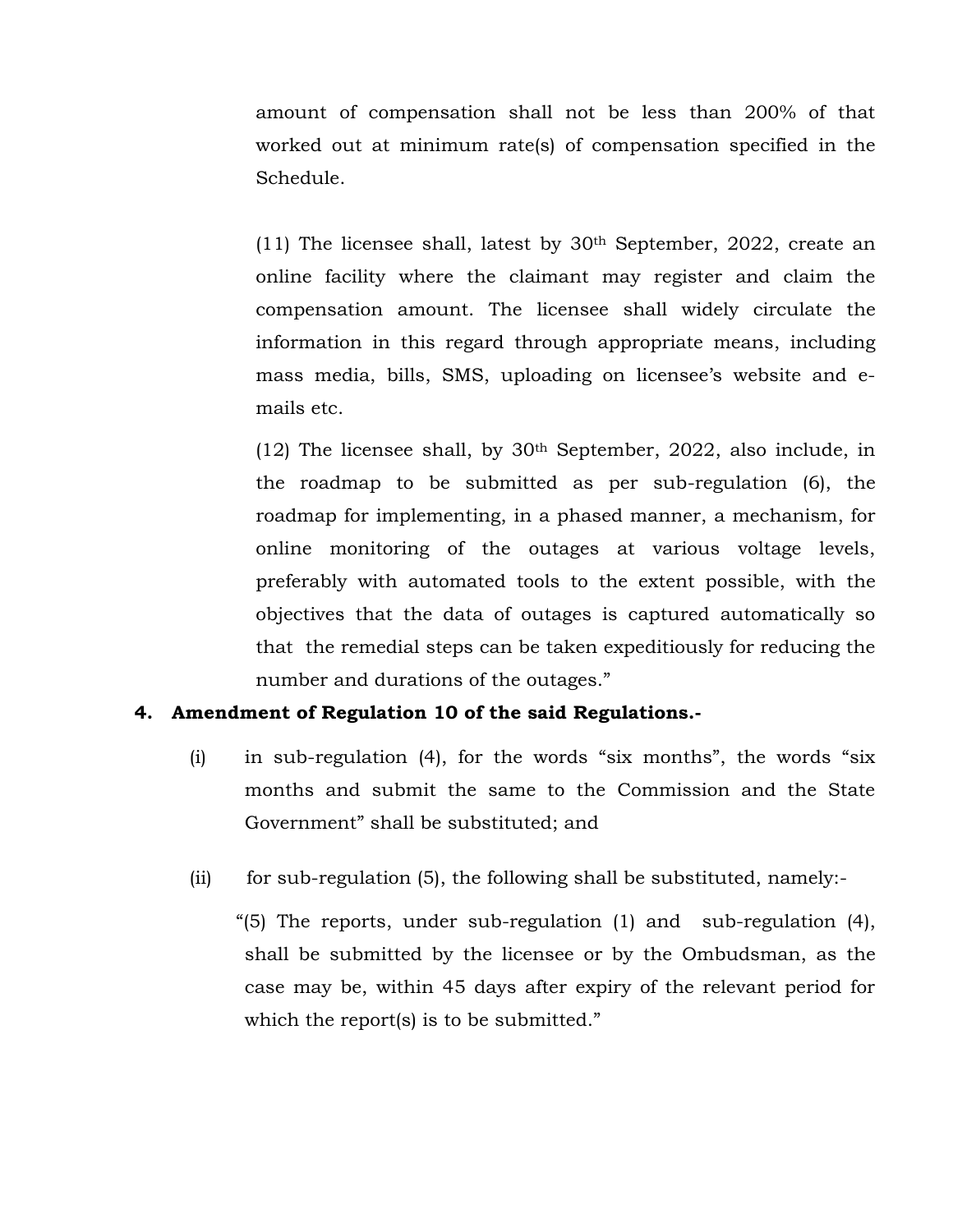amount of compensation shall not be less than 200% of that worked out at minimum rate(s) of compensation specified in the Schedule.

(11) The licensee shall, latest by 30th September, 2022, create an online facility where the claimant may register and claim the compensation amount. The licensee shall widely circulate the information in this regard through appropriate means, including mass media, bills, SMS, uploading on licensee's website and e-mails etc.

(12) The licensee shall, by 30th September, 2022, also include, in the roadmap to be submitted as per sub-regulation (6), the roadmap for implementing, in a phased manner, a mechanism, for online monitoring of the outages at various voltage levels, preferably with automated tools to the extent possible, with the objectives that the data of outages is captured automatically so that the remedial steps can be taken expeditiously for reducing the number and durations of the outages."

**4. Amendment of Regulation 10 of the said Regulations.-**

(i) in sub-regulation (4), for the words "six months", the words "six months and submit the same to the Commission and the State Government" shall be substituted; and

(ii) for sub-regulation (5), the following shall be substituted, namely:-

"(5) The reports, under sub-regulation (1) and sub-regulation (4), shall be submitted by the licensee or by the Ombudsman, as the case may be, within 45 days after expiry of the relevant period for which the report(s) is to be submitted."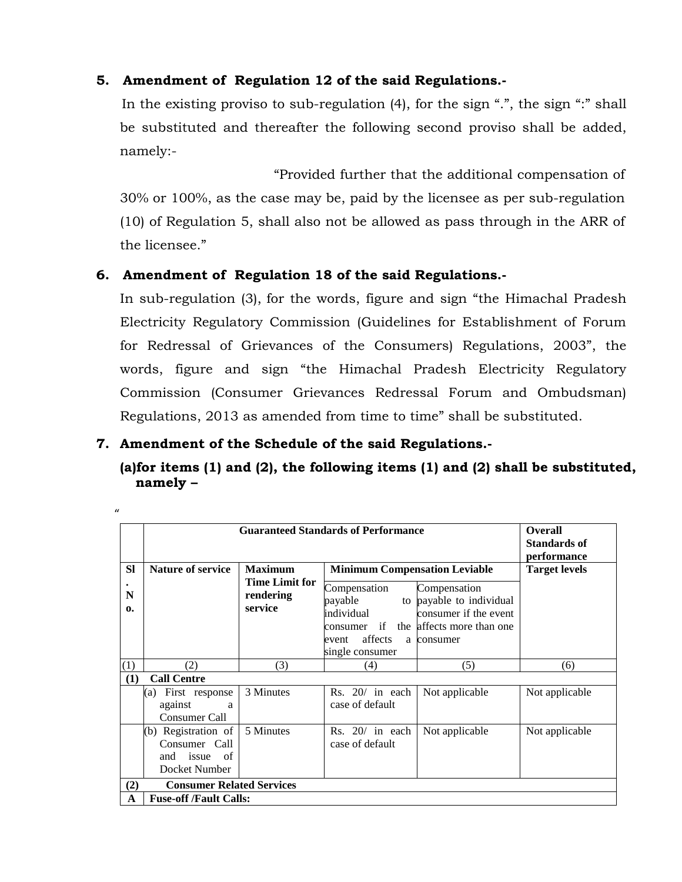**5. Amendment of Regulation 12 of the said Regulations.-**

In the existing proviso to sub-regulation (4), for the sign ".", the sign ":" shall be substituted and thereafter the following second proviso shall be added, namely:-

"Provided further that the additional compensation of 30% or 100%, as the case may be, paid by the licensee as per sub-regulation (10) of Regulation 5, shall also not be allowed as pass through in the ARR of the licensee."

**6. Amendment of Regulation 18 of the said Regulations.-**

In sub-regulation (3), for the words, figure and sign "the Himachal Pradesh Electricity Regulatory Commission (Guidelines for Establishment of Forum for Redressal of Grievances of the Consumers) Regulations, 2003", the words, figure and sign "the Himachal Pradesh Electricity Regulatory Commission (Consumer Grievances Redressal Forum and Ombudsman) Regulations, 2013 as amended from time to time" shall be substituted.

**7. Amendment of the Schedule of the said Regulations.-**

**(a) for items (1) and (2), the following items (1) and (2) shall be substituted, namely –**

"

| | Guaranteed Standards of Performance | | | | Overall Standards of performance |
|---|---|---|---|---|---|
| Sl. No. | Nature of service | Maximum Time Limit for rendering service | Minimum Compensation Leviable | | Target levels |
| | | | Compensation payable to individual consumer if the event affects a single consumer | Compensation payable to individual consumer if the event affects more than one consumer | |
| (1) | (2) | (3) | (4) | (5) | (6) |
| **(1)** | **Call Centre** | | | | |
| | (a) First response against a Consumer Call | 3 Minutes | Rs. 20/ in each case of default | Not applicable | Not applicable |
| | (b) Registration of Consumer Call and issue of Docket Number | 5 Minutes | Rs. 20/ in each case of default | Not applicable | Not applicable |
| **(2)** | **Consumer Related Services** | | | | |
| **A** | **Fuse-off /Fault Calls:** | | | | |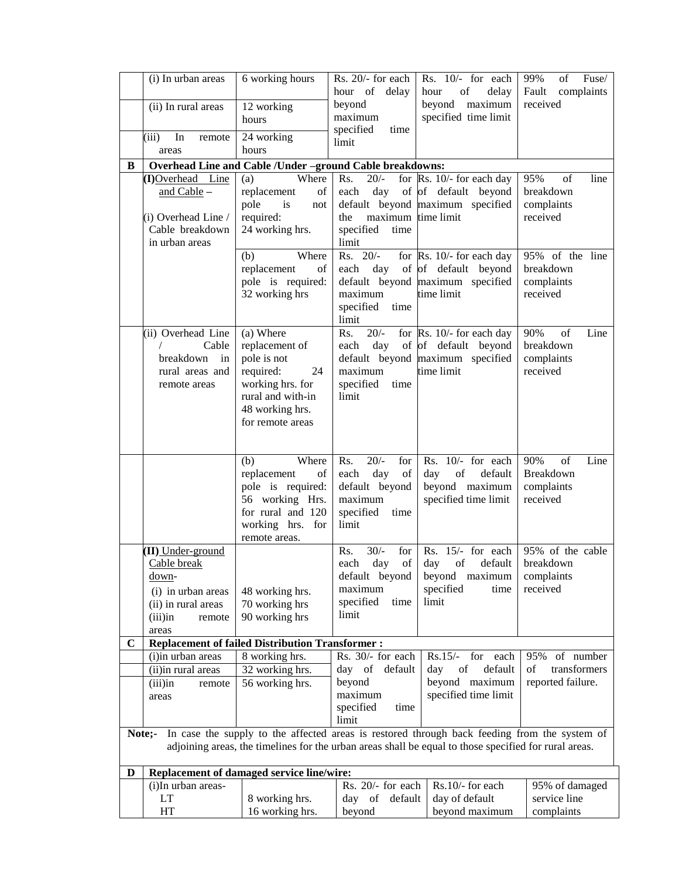| | | | | | |
|---|---|---|---|---|---|
| | (i) In urban areas | 6 working hours | Rs. 20/- for each hour of delay beyond maximum specified time limit | Rs. 10/- for each hour of delay beyond maximum specified time limit | 99% of Fuse/ Fault complaints received |
| | (ii) In rural areas | 12 working hours | | | |
| | (iii) In remote areas | 24 working hours | | | |
| **B** | **Overhead Line and Cable /Under –ground Cable breakdowns:** | | | | |
| | **(I)**Overhead Line and Cable – (i) Overhead Line / Cable breakdown in urban areas | (a) Where replacement of pole is not required: 24 working hrs. | Rs. 20/- for each day of default beyond the maximum specified time limit | Rs. 10/- for each day of default beyond maximum specified time limit | 95% of line breakdown complaints received |
| | | (b) Where replacement of pole is required: 32 working hrs | Rs. 20/- for each day of default beyond maximum specified time limit | Rs. 10/- for each day of default beyond maximum specified time limit | 95% of the line breakdown complaints received |
| | (ii) Overhead Line / Cable breakdown in rural areas and remote areas | (a) Where replacement of pole is not required: 24 working hrs. for rural and with-in 48 working hrs. for remote areas | Rs. 20/- for each day of default beyond maximum specified time limit | Rs. 10/- for each day of default beyond maximum specified time limit | 90% of Line breakdown complaints received |
| | | (b) Where replacement of pole is required: 56 working Hrs. for rural and 120 working hrs. for remote areas. | Rs. 20/- for each day of default beyond maximum specified time limit | Rs. 10/- for each day of default beyond maximum specified time limit | 90% of Line Breakdown complaints received |
| | **(II)** Under-ground Cable break down- (i) in urban areas (ii) in rural areas (iii)in remote areas | 48 working hrs. 70 working hrs 90 working hrs | Rs. 30/- for each day of default beyond maximum specified time limit | Rs. 15/- for each day of default beyond maximum specified time limit | 95% of the cable breakdown complaints received |
| **C** | **Replacement of failed Distribution Transformer :** | | | | |
| | (i)in urban areas | 8 working hrs. | Rs. 30/- for each day of default beyond maximum specified time limit | Rs.15/- for each day of default beyond maximum specified time limit | 95% of number of transformers reported failure. |
| | (ii)in rural areas | 32 working hrs. | | | |
| | (iii)in remote areas | 56 working hrs. | | | |

**Note;-** In case the supply to the affected areas is restored through back feeding from the system of adjoining areas, the timelines for the urban areas shall be equal to those specified for rural areas.

| | | | | | |
|---|---|---|---|---|---|
| **D** | **Replacement of damaged service line/wire:** | | | | |
| | (i)In urban areas- LT HT | 8 working hrs. 16 working hrs. | Rs. 20/- for each day of default beyond | Rs.10/- for each day of default beyond maximum | 95% of damaged service line complaints |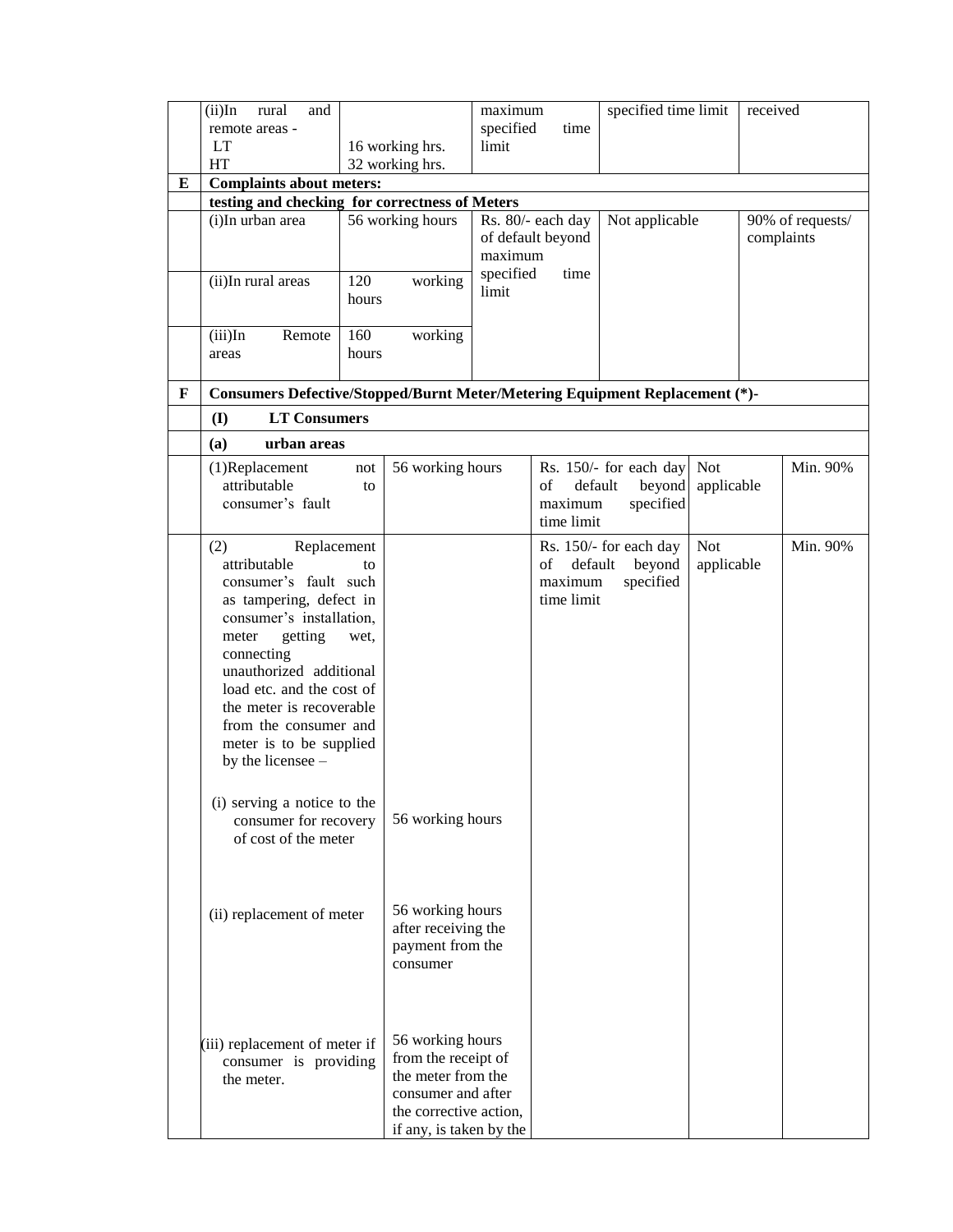| | | | | | |
|---|---|---|---|---|---|
| | (ii)In rural and remote areas - LT HT | 16 working hrs. 32 working hrs. | maximum specified time limit | specified time limit | received |
| **E** | **Complaints about meters:** | | | | |
| | **testing and checking for correctness of Meters** | | | | |
| | (i)In urban area | 56 working hours | Rs. 80/- each day of default beyond maximum specified time limit | Not applicable | 90% of requests/ complaints |
| | (ii)In rural areas | 120 working hours | | | |
| | (iii)In Remote areas | 160 working hours | | | |
| **F** | **Consumers Defective/Stopped/Burnt Meter/Metering Equipment Replacement (*)-** | | | | |
| | **(I) LT Consumers** | | | | |
| | **(a) urban areas** | | | | |
| | (1)Replacement not attributable to consumer's fault | 56 working hours | Rs. 150/- for each day of default beyond maximum specified time limit | Not applicable | Min. 90% |
| | (2) Replacement attributable to consumer's fault such as tampering, defect in consumer's installation, meter getting wet, connecting unauthorized additional load etc. and the cost of the meter is recoverable from the consumer and meter is to be supplied by the licensee – | | Rs. 150/- for each day of default beyond maximum specified time limit | Not applicable | Min. 90% |
| | (i) serving a notice to the consumer for recovery of cost of the meter | 56 working hours | | | |
| | (ii) replacement of meter | 56 working hours after receiving the payment from the consumer | | | |
| | (iii) replacement of meter if consumer is providing the meter. | 56 working hours from the receipt of the meter from the consumer and after the corrective action, if any, is taken by the | | | |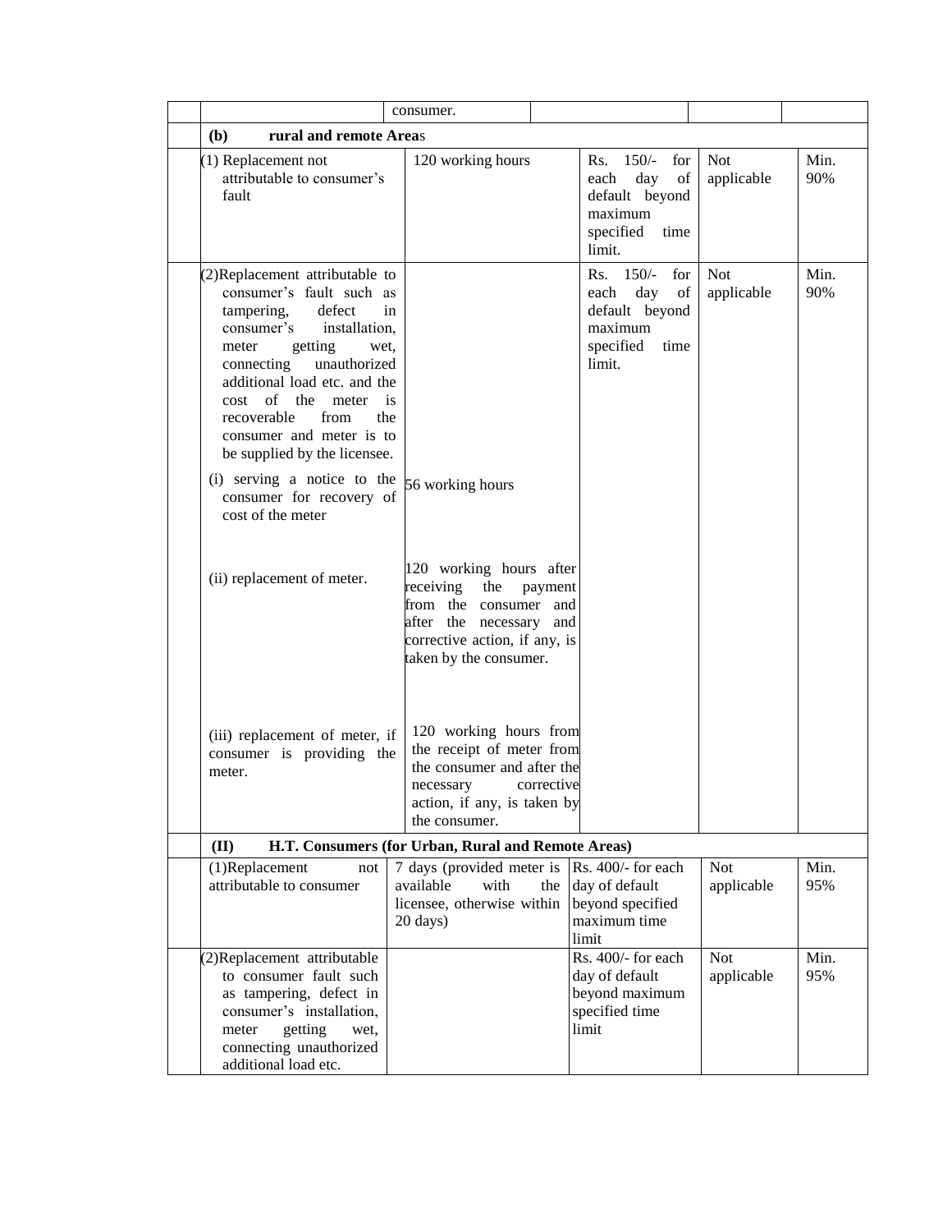| | | | | | |
|---|---|---|---|---|---|
| | | consumer. | | | |
| | **(b) rural and remote Areas** | | | | |
| | (1) Replacement not attributable to consumer's fault | 120 working hours | Rs. 150/- for each day of default beyond maximum specified time limit. | Not applicable | Min. 90% |
| | (2)Replacement attributable to consumer's fault such as tampering, defect in consumer's installation, meter getting wet, connecting unauthorized additional load etc. and the cost of the meter is recoverable from the consumer and meter is to be supplied by the licensee. | | Rs. 150/- for each day of default beyond maximum specified time limit. | Not applicable | Min. 90% |
| | (i) serving a notice to the consumer for recovery of cost of the meter | 56 working hours | | | |
| | (ii) replacement of meter. | 120 working hours after receiving the payment from the consumer and after the necessary and corrective action, if any, is taken by the consumer. | | | |
| | (iii) replacement of meter, if consumer is providing the meter. | 120 working hours from the receipt of meter from the consumer and after the necessary corrective action, if any, is taken by the consumer. | | | |
| | **(II) H.T. Consumers (for Urban, Rural and Remote Areas)** | | | | |
| | (1)Replacement not attributable to consumer | 7 days (provided meter is available with the licensee, otherwise within 20 days) | Rs. 400/- for each day of default beyond specified maximum time limit | Not applicable | Min. 95% |
| | (2)Replacement attributable to consumer fault such as tampering, defect in consumer's installation, meter getting wet, connecting unauthorized additional load etc. | | Rs. 400/- for each day of default beyond maximum specified time limit | Not applicable | Min. 95% |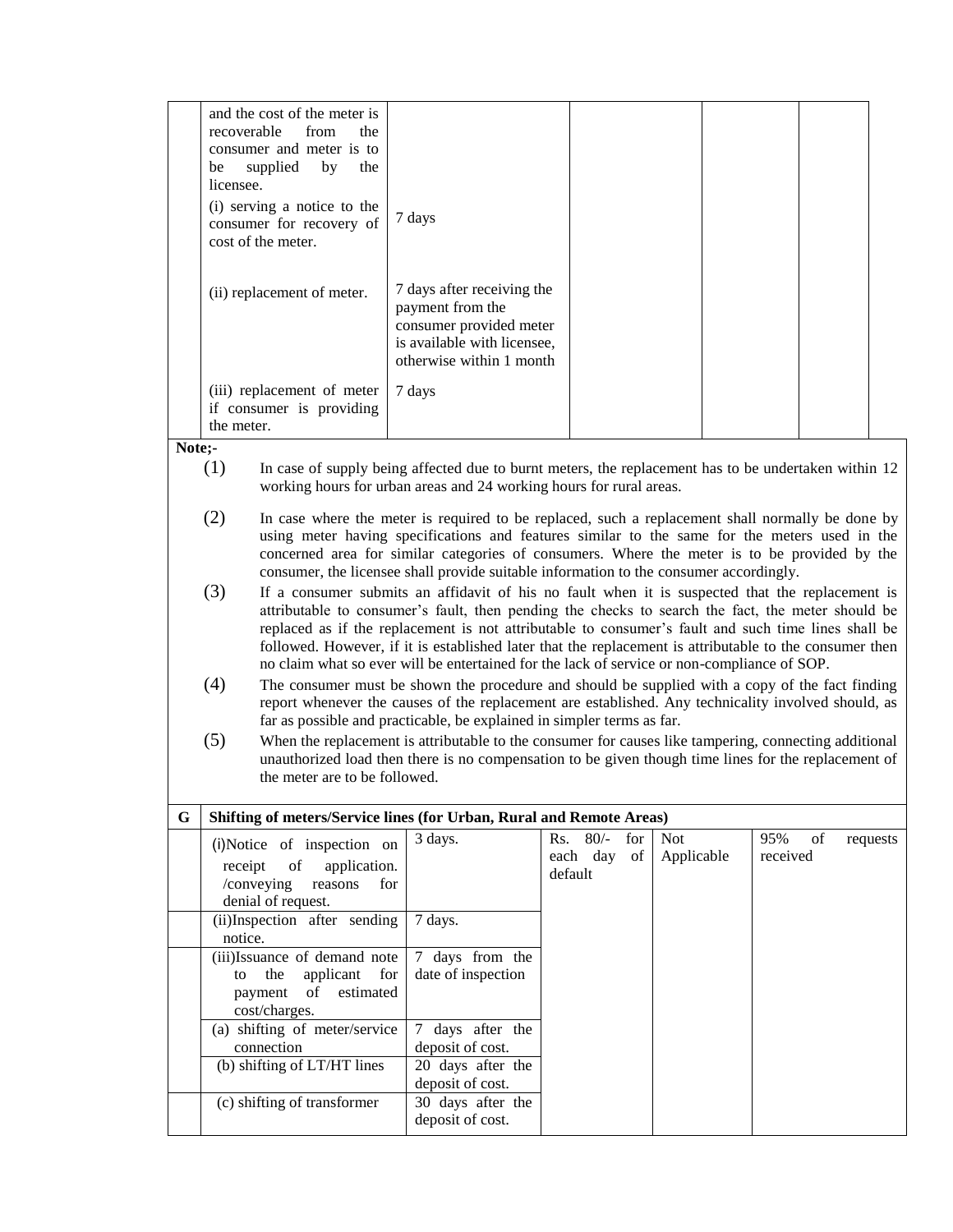| | | | | | |
|---|---|---|---|---|---|
| | and the cost of the meter is recoverable from the consumer and meter is to be supplied by the licensee. | | | | |
| | (i) serving a notice to the consumer for recovery of cost of the meter. | 7 days | | | |
| | (ii) replacement of meter. | 7 days after receiving the payment from the consumer provided meter is available with licensee, otherwise within 1 month | | | |
| | (iii) replacement of meter if consumer is providing the meter. | 7 days | | | |

**Note;-**

(1) In case of supply being affected due to burnt meters, the replacement has to be undertaken within 12 working hours for urban areas and 24 working hours for rural areas.

(2) In case where the meter is required to be replaced, such a replacement shall normally be done by using meter having specifications and features similar to the same for the meters used in the concerned area for similar categories of consumers. Where the meter is to be provided by the consumer, the licensee shall provide suitable information to the consumer accordingly.

(3) If a consumer submits an affidavit of his no fault when it is suspected that the replacement is attributable to consumer's fault, then pending the checks to search the fact, the meter should be replaced as if the replacement is not attributable to consumer's fault and such time lines shall be followed. However, if it is established later that the replacement is attributable to the consumer then no claim what so ever will be entertained for the lack of service or non-compliance of SOP.

(4) The consumer must be shown the procedure and should be supplied with a copy of the fact finding report whenever the causes of the replacement are established. Any technicality involved should, as far as possible and practicable, be explained in simpler terms as far.

(5) When the replacement is attributable to the consumer for causes like tampering, connecting additional unauthorized load then there is no compensation to be given though time lines for the replacement of the meter are to be followed.

| | | | | | |
|---|---|---|---|---|---|
| **G** | **Shifting of meters/Service lines (for Urban, Rural and Remote Areas)** | | | | |
| | (i)Notice of inspection on receipt of application. /conveying reasons for denial of request. | 3 days. | Rs. 80/- for each day of default | Not Applicable | 95% of requests received |
| | (ii)Inspection after sending notice. | 7 days. | | | |
| | (iii)Issuance of demand note to the applicant for payment of estimated cost/charges. | 7 days from the date of inspection | | | |
| | (a) shifting of meter/service connection | 7 days after the deposit of cost. | | | |
| | (b) shifting of LT/HT lines | 20 days after the deposit of cost. | | | |
| | (c) shifting of transformer | 30 days after the deposit of cost. | | | |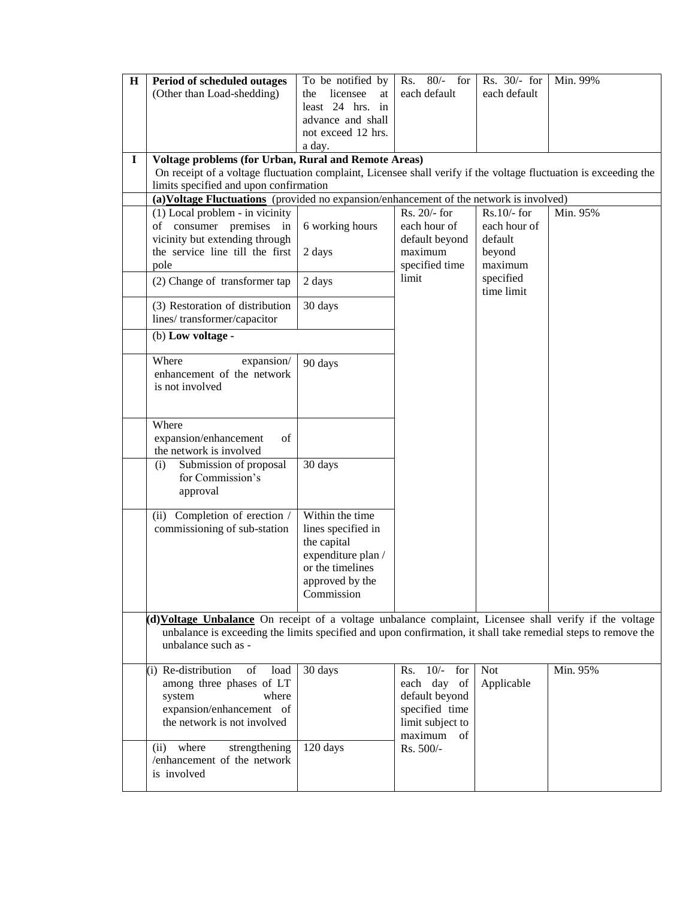| | | | | | |
|---|---|---|---|---|---|
| **H** | **Period of scheduled outages** (Other than Load-shedding) | To be notified by the licensee at least 24 hrs. in advance and shall not exceed 12 hrs. a day. | Rs. 80/- for each default | Rs. 30/- for each default | Min. 99% |
| **I** | **Voltage problems (for Urban, Rural and Remote Areas)** On receipt of a voltage fluctuation complaint, Licensee shall verify if the voltage fluctuation is exceeding the limits specified and upon confirmation | | | | |
| | **(a)Voltage Fluctuations** (provided no expansion/enhancement of the network is involved) | | | | |
| | (1) Local problem - in vicinity of consumer premises in vicinity but extending through the service line till the first pole | 6 working hours<br><br>2 days | Rs. 20/- for each hour of default beyond maximum specified time limit | Rs.10/- for each hour of default beyond maximum specified time limit | Min. 95% |
| | (2) Change of transformer tap | 2 days | | | |
| | (3) Restoration of distribution lines/ transformer/capacitor | 30 days | | | |
| | (b) **Low voltage -** | | | | |
| | Where expansion/ enhancement of the network is not involved | 90 days | | | |
| | Where expansion/enhancement of the network is involved | | | | |
| | (i) Submission of proposal for Commission's approval | 30 days | | | |
| | (ii) Completion of erection / commissioning of sub-station | Within the time lines specified in the capital expenditure plan / or the timelines approved by the Commission | | | |
| | **(d)Voltage Unbalance** On receipt of a voltage unbalance complaint, Licensee shall verify if the voltage unbalance is exceeding the limits specified and upon confirmation, it shall take remedial steps to remove the unbalance such as - | | | | |
| | (i) Re-distribution of load among three phases of LT system where expansion/enhancement of the network is not involved | 30 days | Rs. 10/- for each day of default beyond specified time limit subject to maximum of Rs. 500/- | Not Applicable | Min. 95% |
| | (ii) where strengthening /enhancement of the network is involved | 120 days | | | |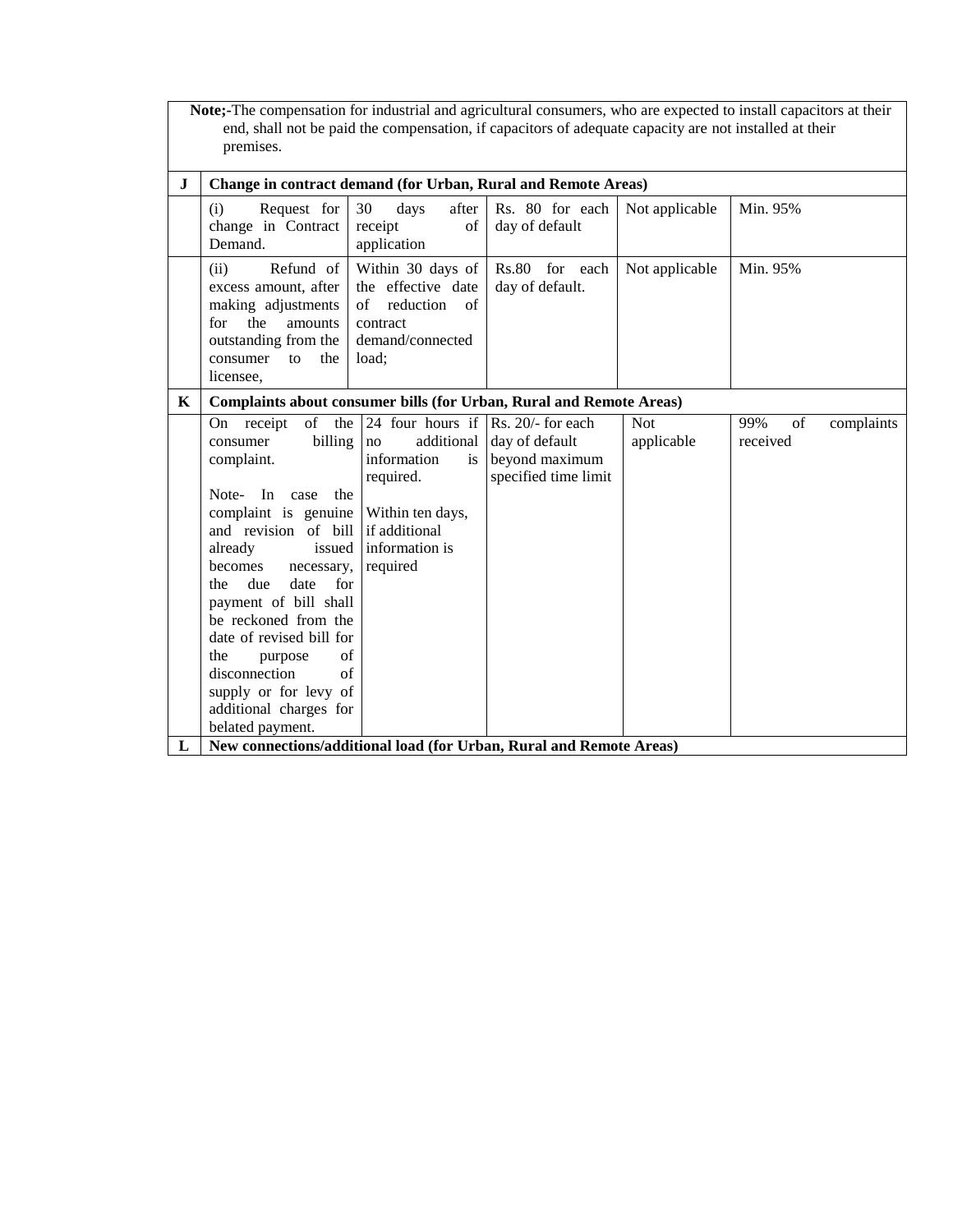| | Note;-The compensation for industrial and agricultural consumers, who are expected to install capacitors at their end, shall not be paid the compensation, if capacitors of adequate capacity are not installed at their premises. | | | | |
|---|---|---|---|---|---|
| **J** | **Change in contract demand (for Urban, Rural and Remote Areas)** | | | | |
| | (i) Request for change in Contract Demand. | 30 days after receipt of application | Rs. 80 for each day of default | Not applicable | Min. 95% |
| | (ii) Refund of excess amount, after making adjustments for the amounts outstanding from the consumer to the licensee, | Within 30 days of the effective date of reduction of contract demand/connected load; | Rs.80 for each day of default. | Not applicable | Min. 95% |
| **K** | **Complaints about consumer bills (for Urban, Rural and Remote Areas)** | | | | |
| | On receipt of the consumer billing complaint.<br><br>Note- In case the complaint is genuine and revision of bill already issued becomes necessary, the due date for payment of bill shall be reckoned from the date of revised bill for the purpose of disconnection of supply or for levy of additional charges for belated payment. | 24 four hours if no additional information is required.<br><br>Within ten days, if additional information is required | Rs. 20/- for each day of default beyond maximum specified time limit | Not applicable | 99% of complaints received |
| **L** | **New connections/additional load (for Urban, Rural and Remote Areas)** | | | | |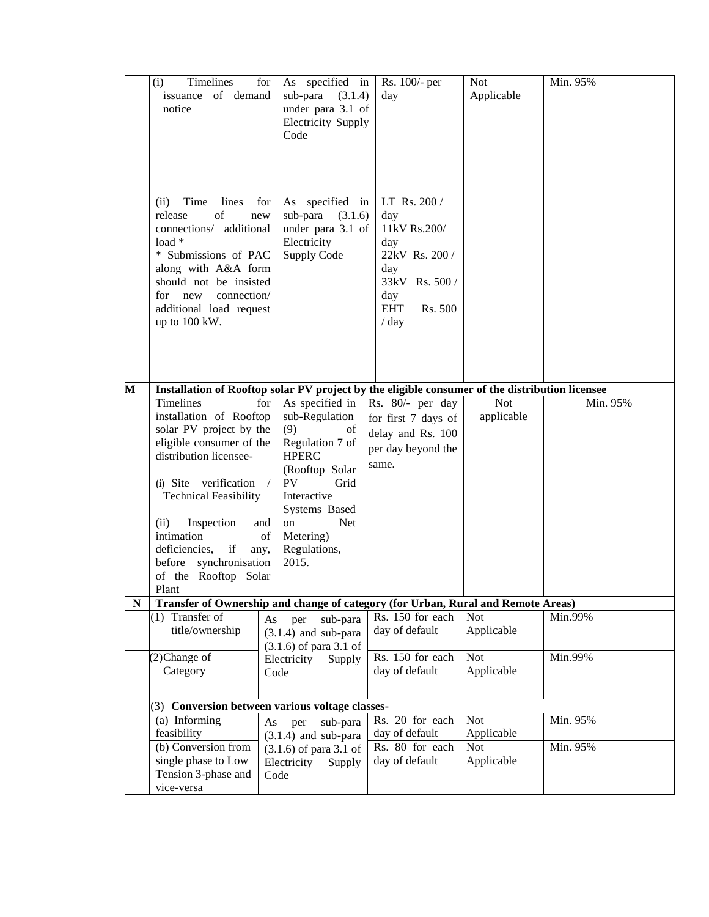| | | | | | |
|---|---|---|---|---|---|
| | (i) Timelines for issuance of demand notice | As specified in sub-para (3.1.4) under para 3.1 of Electricity Supply Code | Rs. 100/- per day | Not Applicable | Min. 95% |
| | (ii) Time lines for release of new connections/ additional load * <br> * Submissions of PAC along with A&A form should not be insisted for new connection/ additional load request up to 100 kW. | As specified in sub-para (3.1.6) under para 3.1 of Electricity Supply Code | LT Rs. 200 / day <br> 11kV Rs.200/ day <br> 22kV Rs. 200 / day <br> 33kV Rs. 500 / day <br> EHT Rs. 500 / day | | |
| **M** | **Installation of Rooftop solar PV project by the eligible consumer of the distribution licensee** | | | | |
| | Timelines for installation of Rooftop solar PV project by the eligible consumer of the distribution licensee- <br><br> (i) Site verification / Technical Feasibility <br><br> (ii) Inspection and intimation of deficiencies, if any, before synchronisation of the Rooftop Solar Plant | As specified in sub-Regulation (9) of Regulation 7 of HPERC (Rooftop Solar PV Grid Interactive Systems Based on Net Metering) Regulations, 2015. | Rs. 80/- per day for first 7 days of delay and Rs. 100 per day beyond the same. | Not applicable | Min. 95% |
| **N** | **Transfer of Ownership and change of category (for Urban, Rural and Remote Areas)** | | | | |
| | (1) Transfer of title/ownership | As per sub-para (3.1.4) and sub-para (3.1.6) of para 3.1 of Electricity Supply Code | Rs. 150 for each day of default | Not Applicable | Min.99% |
| | (2) Change of Category | | Rs. 150 for each day of default | Not Applicable | Min.99% |
| | **(3) Conversion between various voltage classes-** | | | | |
| | (a) Informing feasibility | As per sub-para (3.1.4) and sub-para (3.1.6) of para 3.1 of Electricity Supply Code | Rs. 20 for each day of default | Not Applicable | Min. 95% |
| | (b) Conversion from single phase to Low Tension 3-phase and vice-versa | | Rs. 80 for each day of default | Not Applicable | Min. 95% |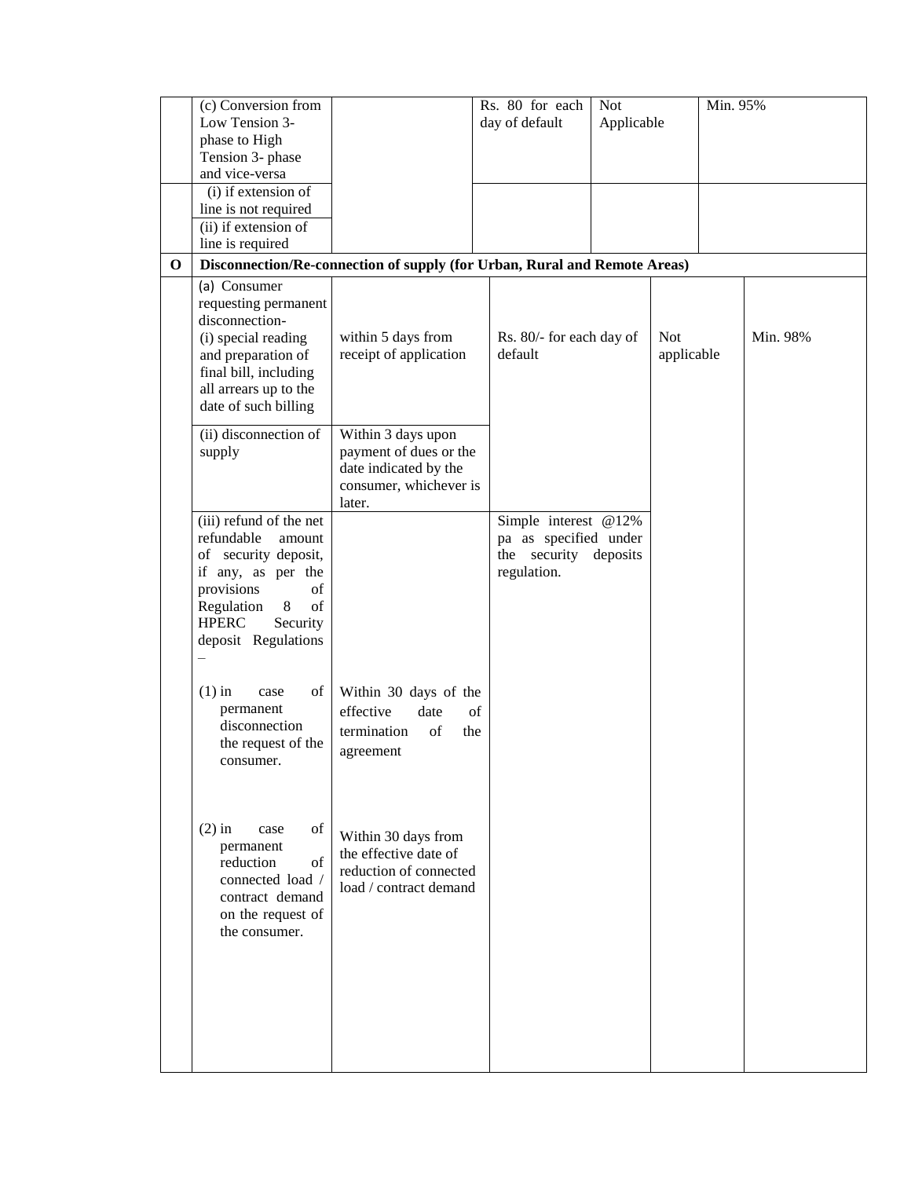|  | (c) Conversion from Low Tension 3-phase to High Tension 3- phase and vice-versa |  | Rs. 80 for each day of default | Not Applicable | Min. 95% |
|---|---|---|---|---|---|
|  | (i) if extension of line is not required |  |  |  |  |
|  | (ii) if extension of line is required |  |  |  |  |
| **O** | **Disconnection/Re-connection of supply (for Urban, Rural and Remote Areas)** |  |  |  |  |
|  | (a) Consumer requesting permanent disconnection- (i) special reading and preparation of final bill, including all arrears up to the date of such billing | within 5 days from receipt of application | Rs. 80/- for each day of default | Not applicable | Min. 98% |
|  | (ii) disconnection of supply | Within 3 days upon payment of dues or the date indicated by the consumer, whichever is later. |  |  |  |
|  | (iii) refund of the net refundable amount of security deposit, if any, as per the provisions of Regulation 8 of HPERC Security deposit Regulations – |  | Simple interest @12% pa as specified under the security deposits regulation. |  |  |
|  | (1) in case of permanent disconnection the request of the consumer. | Within 30 days of the effective date of termination of the agreement |  |  |  |
|  | (2) in case of permanent reduction of connected load / contract demand on the request of the consumer. | Within 30 days from the effective date of reduction of connected load / contract demand |  |  |  |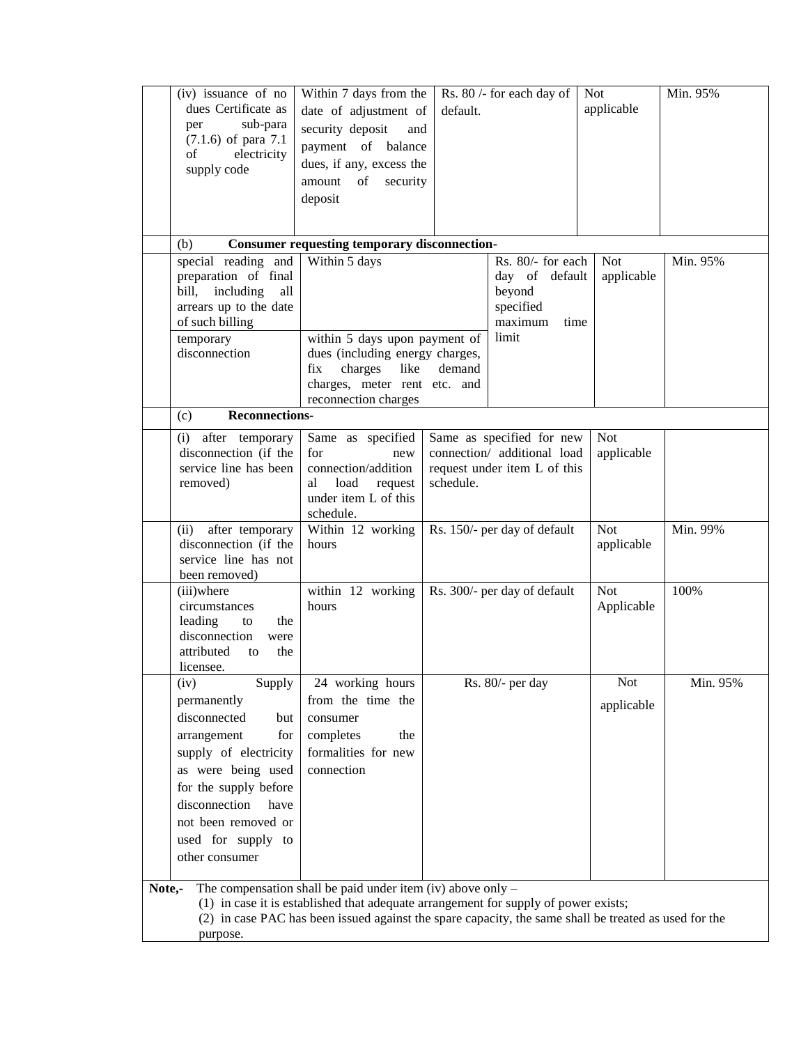| | | | | | |
|---|---|---|---|---|---|
| | (iv) issuance of no dues Certificate as per sub-para (7.1.6) of para 7.1 of electricity supply code | Within 7 days from the date of adjustment of security deposit and payment of balance dues, if any, excess the amount of security deposit | Rs. 80 /- for each day of default. | Not applicable | Min. 95% |
| | (b) **Consumer requesting temporary disconnection-** | | | | |
| | special reading and preparation of final bill, including all arrears up to the date of such billing | Within 5 days | Rs. 80/- for each day of default beyond specified maximum time limit | Not applicable | Min. 95% |
| | temporary disconnection | within 5 days upon payment of dues (including energy charges, fix charges like demand charges, meter rent etc. and reconnection charges | | | |
| | (c) **Reconnections-** | | | | |
| | (i) after temporary disconnection (if the service line has been removed) | Same as specified for new connection/additional load request under item L of this schedule. | Same as specified for new connection/ additional load request under item L of this schedule. | Not applicable | |
| | (ii) after temporary disconnection (if the service line has not been removed) | Within 12 working hours | Rs. 150/- per day of default | Not applicable | Min. 99% |
| | (iii)where circumstances leading to the disconnection were attributed to the licensee. | within 12 working hours | Rs. 300/- per day of default | Not Applicable | 100% |
| | (iv) Supply permanently disconnected but arrangement for supply of electricity as were being used for the supply before disconnection have not been removed or used for supply to other consumer | 24 working hours from the time the consumer completes the formalities for new connection | Rs. 80/- per day | Not applicable | Min. 95% |

**Note,-** The compensation shall be paid under item (iv) above only –

(1) in case it is established that adequate arrangement for supply of power exists;

(2) in case PAC has been issued against the spare capacity, the same shall be treated as used for the purpose.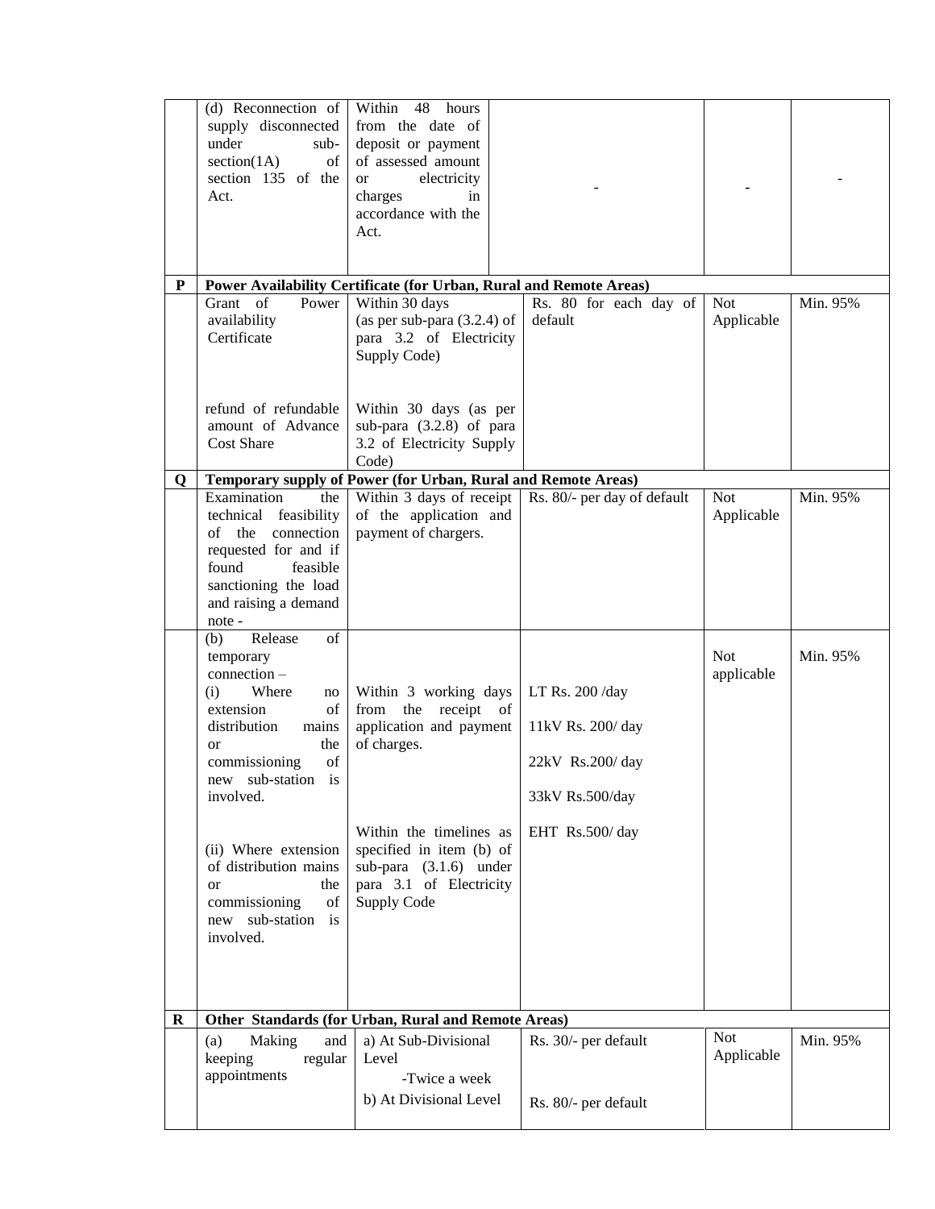| | | | | | |
|---|---|---|---|---|---|
| | (d) Reconnection of supply disconnected under sub-section(1A) of section 135 of the Act. | Within 48 hours from the date of deposit or payment of assessed amount or electricity charges in accordance with the Act. | - | - | - |
| **P** | **Power Availability Certificate (for Urban, Rural and Remote Areas)** | | | | |
| | Grant of Power availability Certificate<br><br>refund of refundable amount of Advance Cost Share | Within 30 days (as per sub-para (3.2.4) of para 3.2 of Electricity Supply Code)<br><br>Within 30 days (as per sub-para (3.2.8) of para 3.2 of Electricity Supply Code) | Rs. 80 for each day of default | Not Applicable | Min. 95% |
| **Q** | **Temporary supply of Power (for Urban, Rural and Remote Areas)** | | | | |
| | Examination the technical feasibility of the connection requested for and if found feasible sanctioning the load and raising a demand note - | Within 3 days of receipt of the application and payment of chargers. | Rs. 80/- per day of default | Not Applicable | Min. 95% |
| | (b) Release of temporary connection –<br>(i) Where no extension of distribution mains or the commissioning of new sub-station is involved.<br><br>(ii) Where extension of distribution mains or the commissioning of new sub-station is involved. | Within 3 working days from the receipt of application and payment of charges.<br><br>Within the timelines as specified in item (b) of sub-para (3.1.6) under para 3.1 of Electricity Supply Code | LT Rs. 200 /day<br>11kV Rs. 200/ day<br>22kV Rs.200/ day<br>33kV Rs.500/day<br>EHT Rs.500/ day | Not applicable | Min. 95% |
| **R** | **Other Standards (for Urban, Rural and Remote Areas)** | | | | |
| | (a) Making and keeping regular appointments | a) At Sub-Divisional Level -Twice a week<br>b) At Divisional Level | Rs. 30/- per default<br><br>Rs. 80/- per default | Not Applicable | Min. 95% |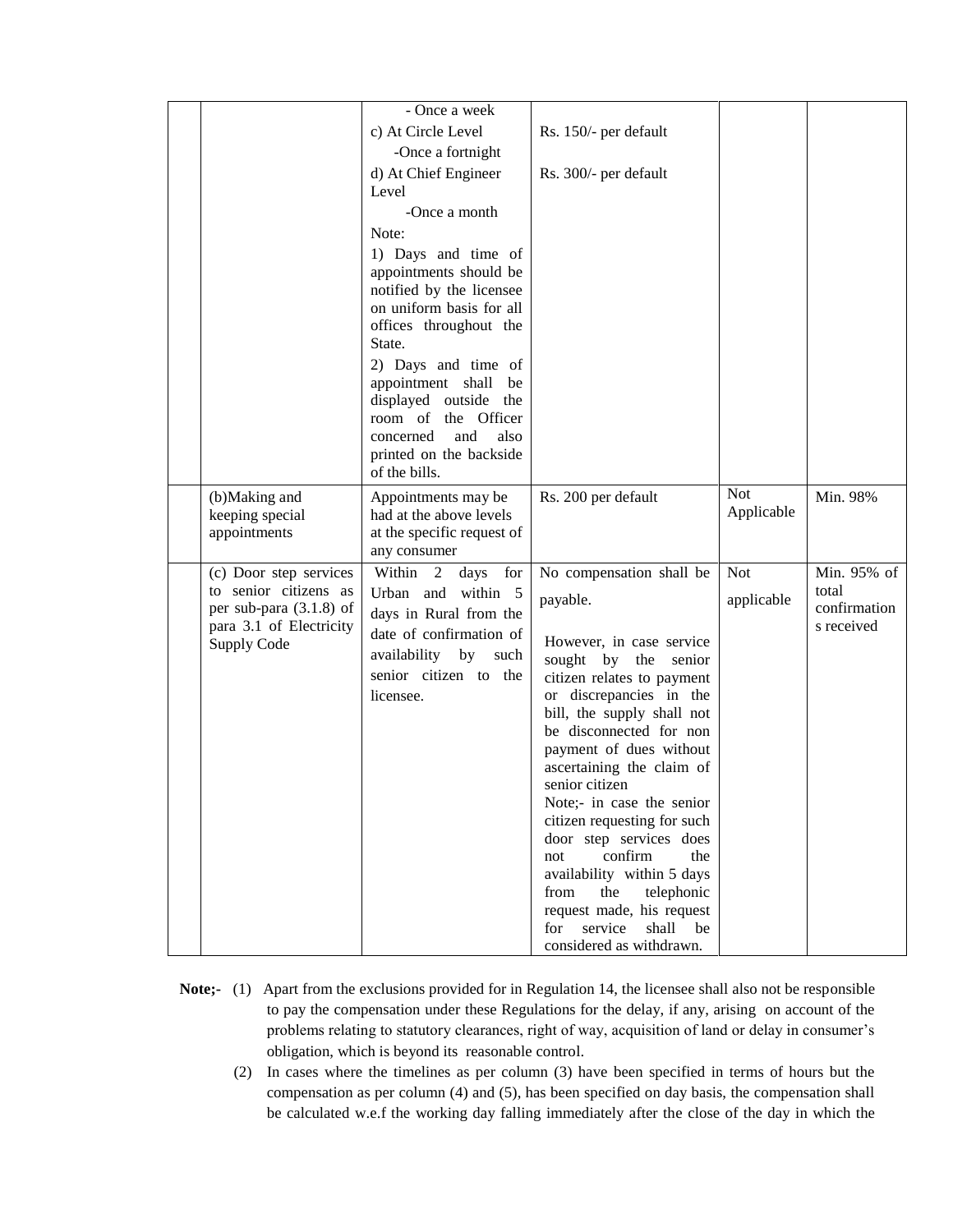| | | | | | |
|---|---|---|---|---|---|
| | | - Once a week<br>c) At Circle Level<br>-Once a fortnight<br>d) At Chief Engineer Level<br>-Once a month<br>Note:<br>1) Days and time of appointments should be notified by the licensee on uniform basis for all offices throughout the State.<br>2) Days and time of appointment shall be displayed outside the room of the Officer concerned and also printed on the backside of the bills. | Rs. 150/- per default<br><br>Rs. 300/- per default | | |
| | (b)Making and keeping special appointments | Appointments may be had at the above levels at the specific request of any consumer | Rs. 200 per default | Not Applicable | Min. 98% |
| | (c) Door step services to senior citizens as per sub-para (3.1.8) of para 3.1 of Electricity Supply Code | Within 2 days for Urban and within 5 days in Rural from the date of confirmation of availability by such senior citizen to the licensee. | No compensation shall be payable.<br><br>However, in case service sought by the senior citizen relates to payment or discrepancies in the bill, the supply shall not be disconnected for non payment of dues without ascertaining the claim of senior citizen<br>Note;- in case the senior citizen requesting for such door step services does not confirm the availability within 5 days from the telephonic request made, his request for service shall be considered as withdrawn. | Not applicable | Min. 95% of total confirmations received |

**Note;-** (1) Apart from the exclusions provided for in Regulation 14, the licensee shall also not be responsible to pay the compensation under these Regulations for the delay, if any, arising on account of the problems relating to statutory clearances, right of way, acquisition of land or delay in consumer's obligation, which is beyond its reasonable control.

(2) In cases where the timelines as per column (3) have been specified in terms of hours but the compensation as per column (4) and (5), has been specified on day basis, the compensation shall be calculated w.e.f the working day falling immediately after the close of the day in which the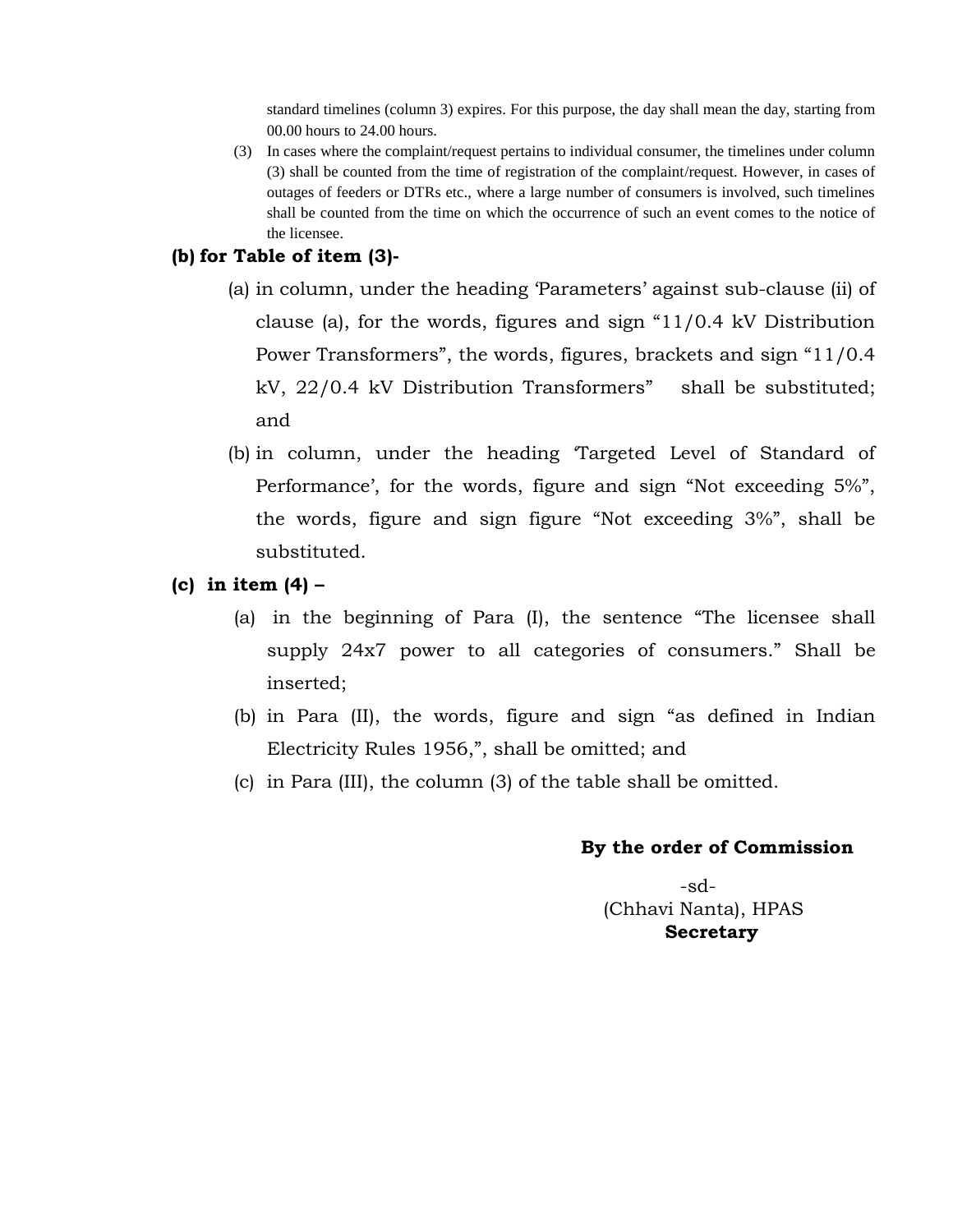standard timelines (column 3) expires. For this purpose, the day shall mean the day, starting from 00.00 hours to 24.00 hours.

(3) In cases where the complaint/request pertains to individual consumer, the timelines under column (3) shall be counted from the time of registration of the complaint/request. However, in cases of outages of feeders or DTRs etc., where a large number of consumers is involved, such timelines shall be counted from the time on which the occurrence of such an event comes to the notice of the licensee.

**(b) for Table of item (3)-**

(a) in column, under the heading 'Parameters' against sub-clause (ii) of clause (a), for the words, figures and sign "11/0.4 kV Distribution Power Transformers", the words, figures, brackets and sign "11/0.4 kV, 22/0.4 kV Distribution Transformers" shall be substituted; and

(b) in column, under the heading 'Targeted Level of Standard of Performance', for the words, figure and sign "Not exceeding 5%", the words, figure and sign figure "Not exceeding 3%", shall be substituted.

**(c) in item (4) –**

(a) in the beginning of Para (I), the sentence "The licensee shall supply 24x7 power to all categories of consumers." Shall be inserted;

(b) in Para (II), the words, figure and sign "as defined in Indian Electricity Rules 1956,", shall be omitted; and

(c) in Para (III), the column (3) of the table shall be omitted.

**By the order of Commission**

-sd-

(Chhavi Nanta), HPAS

**Secretary**